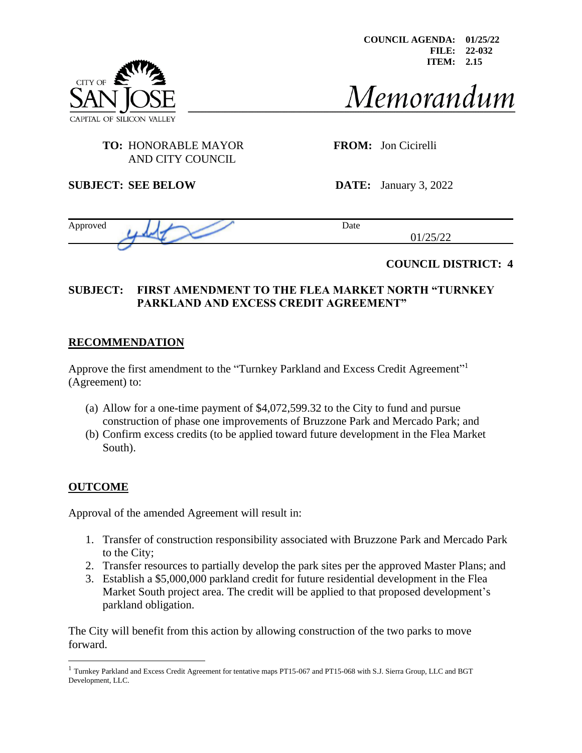**COUNCIL AGENDA: 01/25/22**
**FILE: 22-032**
**ITEM: 2.15**

CITY OF SAN JOSE
CAPITAL OF SILICON VALLEY

# *Memorandum*

**TO:** HONORABLE MAYOR AND CITY COUNCIL

**FROM:** Jon Cicirelli

**SUBJECT: SEE BELOW**

**DATE:** January 3, 2022

Approved | Date 01/25/22

**COUNCIL DISTRICT: 4**

**SUBJECT: FIRST AMENDMENT TO THE FLEA MARKET NORTH "TURNKEY PARKLAND AND EXCESS CREDIT AGREEMENT"**

## RECOMMENDATION

Approve the first amendment to the "Turnkey Parkland and Excess Credit Agreement"[1] (Agreement) to:

(a) Allow for a one-time payment of $4,072,599.32 to the City to fund and pursue construction of phase one improvements of Bruzzone Park and Mercado Park; and
(b) Confirm excess credits (to be applied toward future development in the Flea Market South).

## OUTCOME

Approval of the amended Agreement will result in:

1. Transfer of construction responsibility associated with Bruzzone Park and Mercado Park to the City;
2. Transfer resources to partially develop the park sites per the approved Master Plans; and
3. Establish a $5,000,000 parkland credit for future residential development in the Flea Market South project area. The credit will be applied to that proposed development's parkland obligation.

The City will benefit from this action by allowing construction of the two parks to move forward.

[1] Turnkey Parkland and Excess Credit Agreement for tentative maps PT15-067 and PT15-068 with S.J. Sierra Group, LLC and BGT Development, LLC.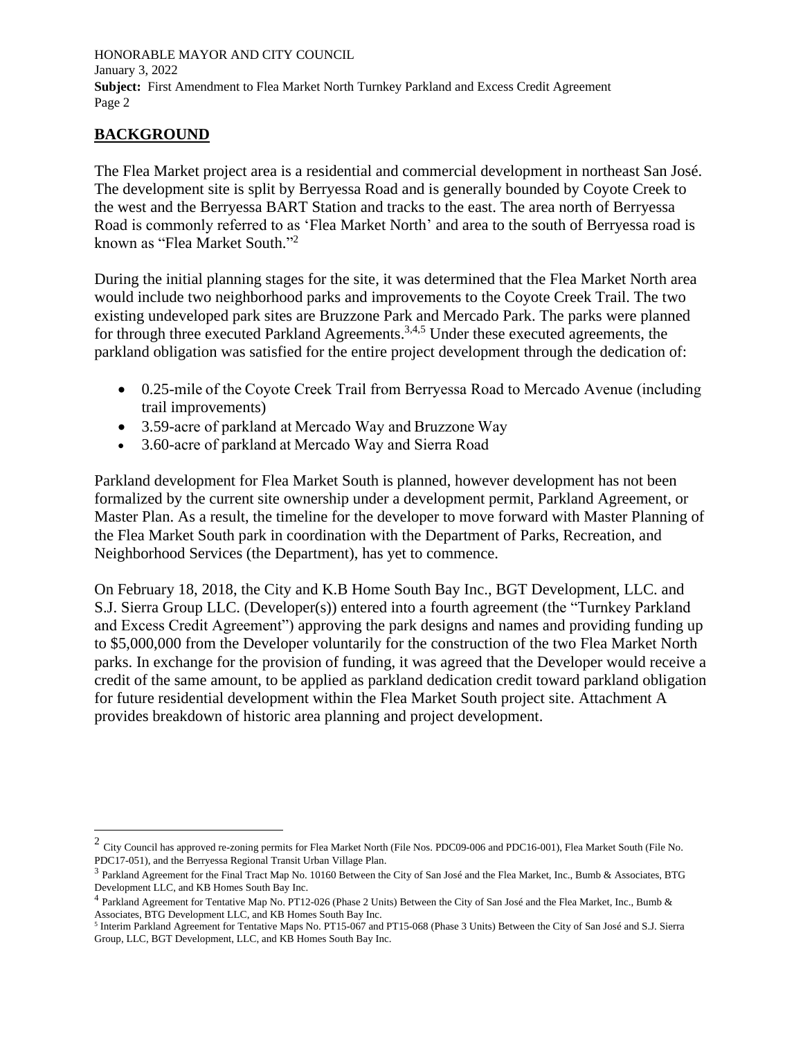## BACKGROUND

The Flea Market project area is a residential and commercial development in northeast San José. The development site is split by Berryessa Road and is generally bounded by Coyote Creek to the west and the Berryessa BART Station and tracks to the east. The area north of Berryessa Road is commonly referred to as 'Flea Market North' and area to the south of Berryessa road is known as "Flea Market South."[2]

During the initial planning stages for the site, it was determined that the Flea Market North area would include two neighborhood parks and improvements to the Coyote Creek Trail. The two existing undeveloped park sites are Bruzzone Park and Mercado Park. The parks were planned for through three executed Parkland Agreements.[3,4,5] Under these executed agreements, the parkland obligation was satisfied for the entire project development through the dedication of:

- 0.25-mile of the Coyote Creek Trail from Berryessa Road to Mercado Avenue (including trail improvements)
- 3.59-acre of parkland at Mercado Way and Bruzzone Way
- 3.60-acre of parkland at Mercado Way and Sierra Road

Parkland development for Flea Market South is planned, however development has not been formalized by the current site ownership under a development permit, Parkland Agreement, or Master Plan. As a result, the timeline for the developer to move forward with Master Planning of the Flea Market South park in coordination with the Department of Parks, Recreation, and Neighborhood Services (the Department), has yet to commence.

On February 18, 2018, the City and K.B Home South Bay Inc., BGT Development, LLC. and S.J. Sierra Group LLC. (Developer(s)) entered into a fourth agreement (the "Turnkey Parkland and Excess Credit Agreement") approving the park designs and names and providing funding up to $5,000,000 from the Developer voluntarily for the construction of the two Flea Market North parks. In exchange for the provision of funding, it was agreed that the Developer would receive a credit of the same amount, to be applied as parkland dedication credit toward parkland obligation for future residential development within the Flea Market South project site. Attachment A provides breakdown of historic area planning and project development.

---

[2] City Council has approved re-zoning permits for Flea Market North (File Nos. PDC09-006 and PDC16-001), Flea Market South (File No. PDC17-051), and the Berryessa Regional Transit Urban Village Plan.

[3] Parkland Agreement for the Final Tract Map No. 10160 Between the City of San José and the Flea Market, Inc., Bumb & Associates, BTG Development LLC, and KB Homes South Bay Inc.

[4] Parkland Agreement for Tentative Map No. PT12-026 (Phase 2 Units) Between the City of San José and the Flea Market, Inc., Bumb & Associates, BTG Development LLC, and KB Homes South Bay Inc.

[5] Interim Parkland Agreement for Tentative Maps No. PT15-067 and PT15-068 (Phase 3 Units) Between the City of San José and S.J. Sierra Group, LLC, BGT Development, LLC, and KB Homes South Bay Inc.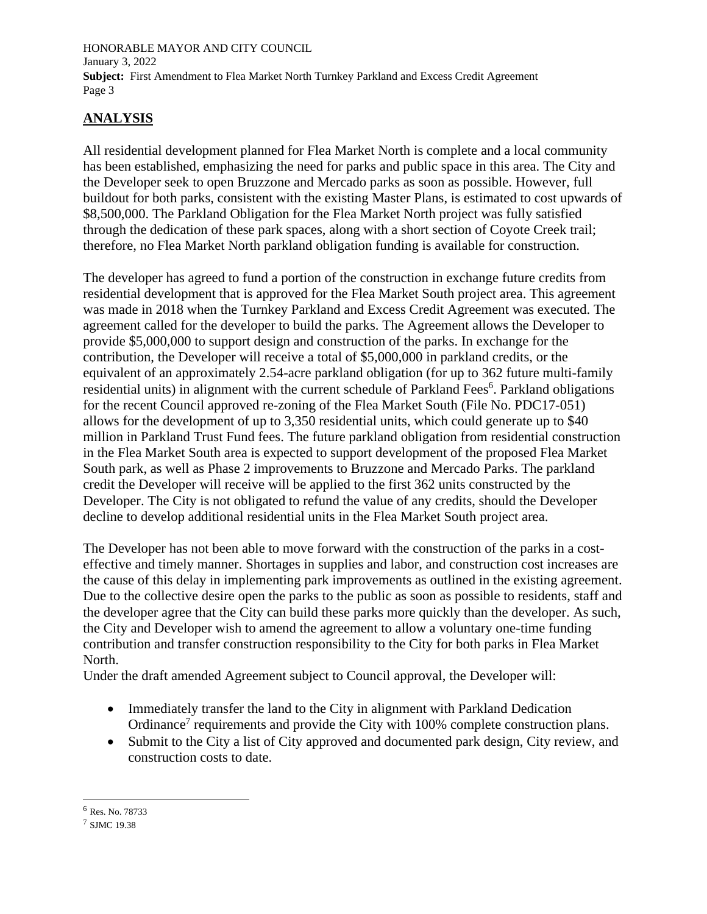## ANALYSIS

All residential development planned for Flea Market North is complete and a local community has been established, emphasizing the need for parks and public space in this area. The City and the Developer seek to open Bruzzone and Mercado parks as soon as possible. However, full buildout for both parks, consistent with the existing Master Plans, is estimated to cost upwards of $8,500,000. The Parkland Obligation for the Flea Market North project was fully satisfied through the dedication of these park spaces, along with a short section of Coyote Creek trail; therefore, no Flea Market North parkland obligation funding is available for construction.

The developer has agreed to fund a portion of the construction in exchange future credits from residential development that is approved for the Flea Market South project area. This agreement was made in 2018 when the Turnkey Parkland and Excess Credit Agreement was executed. The agreement called for the developer to build the parks. The Agreement allows the Developer to provide $5,000,000 to support design and construction of the parks. In exchange for the contribution, the Developer will receive a total of $5,000,000 in parkland credits, or the equivalent of an approximately 2.54-acre parkland obligation (for up to 362 future multi-family residential units) in alignment with the current schedule of Parkland Fees[6]. Parkland obligations for the recent Council approved re-zoning of the Flea Market South (File No. PDC17-051) allows for the development of up to 3,350 residential units, which could generate up to $40 million in Parkland Trust Fund fees. The future parkland obligation from residential construction in the Flea Market South area is expected to support development of the proposed Flea Market South park, as well as Phase 2 improvements to Bruzzone and Mercado Parks. The parkland credit the Developer will receive will be applied to the first 362 units constructed by the Developer. The City is not obligated to refund the value of any credits, should the Developer decline to develop additional residential units in the Flea Market South project area.

The Developer has not been able to move forward with the construction of the parks in a cost-effective and timely manner. Shortages in supplies and labor, and construction cost increases are the cause of this delay in implementing park improvements as outlined in the existing agreement. Due to the collective desire open the parks to the public as soon as possible to residents, staff and the developer agree that the City can build these parks more quickly than the developer. As such, the City and Developer wish to amend the agreement to allow a voluntary one-time funding contribution and transfer construction responsibility to the City for both parks in Flea Market North.

Under the draft amended Agreement subject to Council approval, the Developer will:

- Immediately transfer the land to the City in alignment with Parkland Dedication Ordinance[7] requirements and provide the City with 100% complete construction plans.
- Submit to the City a list of City approved and documented park design, City review, and construction costs to date.

[6] Res. No. 78733

[7] SJMC 19.38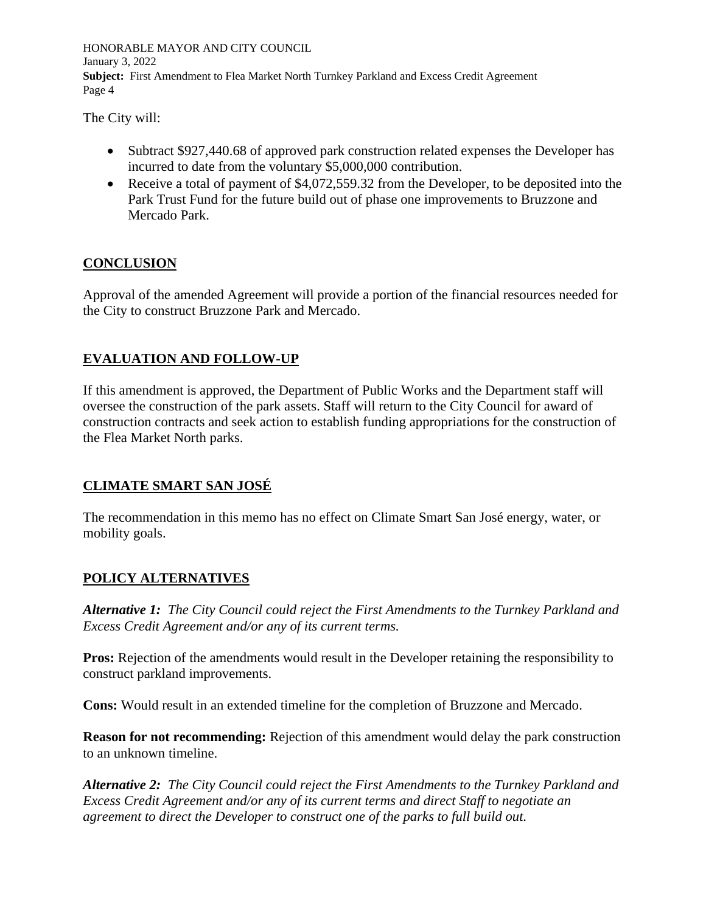The City will:

- Subtract $927,440.68 of approved park construction related expenses the Developer has incurred to date from the voluntary $5,000,000 contribution.
- Receive a total of payment of $4,072,559.32 from the Developer, to be deposited into the Park Trust Fund for the future build out of phase one improvements to Bruzzone and Mercado Park.

## CONCLUSION

Approval of the amended Agreement will provide a portion of the financial resources needed for the City to construct Bruzzone Park and Mercado.

## EVALUATION AND FOLLOW-UP

If this amendment is approved, the Department of Public Works and the Department staff will oversee the construction of the park assets. Staff will return to the City Council for award of construction contracts and seek action to establish funding appropriations for the construction of the Flea Market North parks.

## CLIMATE SMART SAN JOSÉ

The recommendation in this memo has no effect on Climate Smart San José energy, water, or mobility goals.

## POLICY ALTERNATIVES

***Alternative 1:*** *The City Council could reject the First Amendments to the Turnkey Parkland and Excess Credit Agreement and/or any of its current terms.*

**Pros:** Rejection of the amendments would result in the Developer retaining the responsibility to construct parkland improvements.

**Cons:** Would result in an extended timeline for the completion of Bruzzone and Mercado.

**Reason for not recommending:** Rejection of this amendment would delay the park construction to an unknown timeline.

***Alternative 2:*** *The City Council could reject the First Amendments to the Turnkey Parkland and Excess Credit Agreement and/or any of its current terms and direct Staff to negotiate an agreement to direct the Developer to construct one of the parks to full build out.*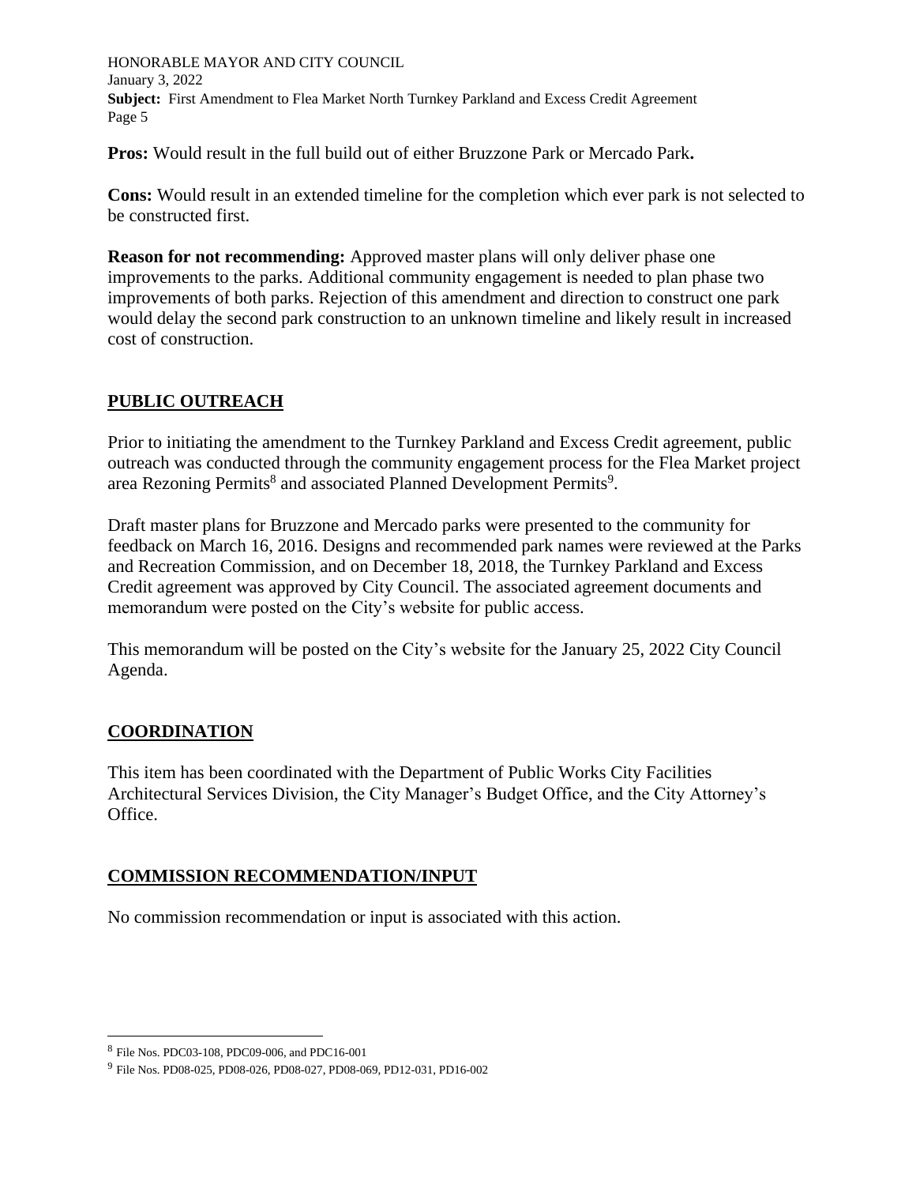**Pros:** Would result in the full build out of either Bruzzone Park or Mercado Park**.**

**Cons:** Would result in an extended timeline for the completion which ever park is not selected to be constructed first.

**Reason for not recommending:** Approved master plans will only deliver phase one improvements to the parks. Additional community engagement is needed to plan phase two improvements of both parks. Rejection of this amendment and direction to construct one park would delay the second park construction to an unknown timeline and likely result in increased cost of construction.

## PUBLIC OUTREACH

Prior to initiating the amendment to the Turnkey Parkland and Excess Credit agreement, public outreach was conducted through the community engagement process for the Flea Market project area Rezoning Permits[8] and associated Planned Development Permits[9].

Draft master plans for Bruzzone and Mercado parks were presented to the community for feedback on March 16, 2016. Designs and recommended park names were reviewed at the Parks and Recreation Commission, and on December 18, 2018, the Turnkey Parkland and Excess Credit agreement was approved by City Council. The associated agreement documents and memorandum were posted on the City's website for public access.

This memorandum will be posted on the City's website for the January 25, 2022 City Council Agenda.

## COORDINATION

This item has been coordinated with the Department of Public Works City Facilities Architectural Services Division, the City Manager's Budget Office, and the City Attorney's Office.

## COMMISSION RECOMMENDATION/INPUT

No commission recommendation or input is associated with this action.

---

[8] File Nos. PDC03-108, PDC09-006, and PDC16-001

[9] File Nos. PD08-025, PD08-026, PD08-027, PD08-069, PD12-031, PD16-002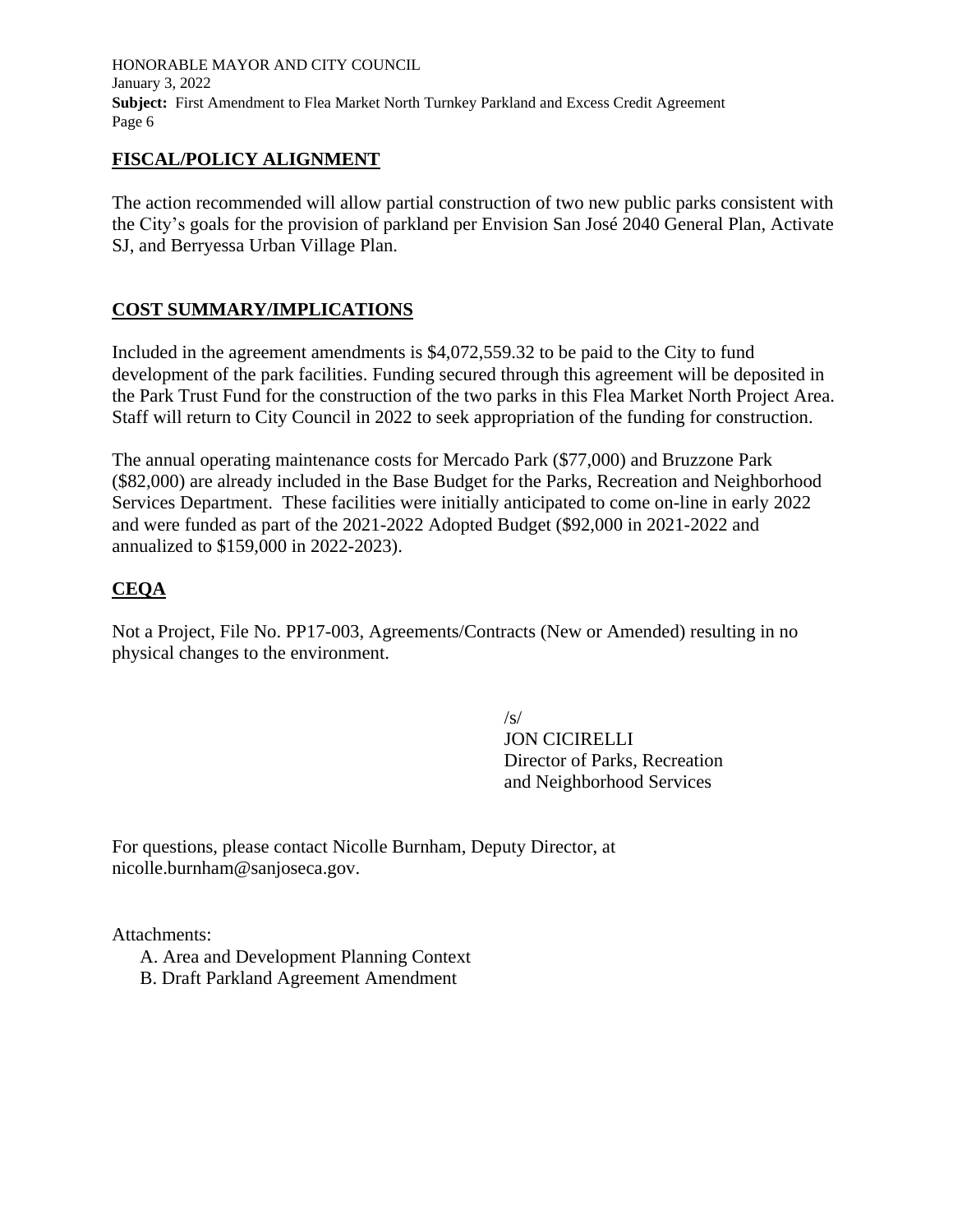## FISCAL/POLICY ALIGNMENT

The action recommended will allow partial construction of two new public parks consistent with the City's goals for the provision of parkland per Envision San José 2040 General Plan, Activate SJ, and Berryessa Urban Village Plan.

## COST SUMMARY/IMPLICATIONS

Included in the agreement amendments is $4,072,559.32 to be paid to the City to fund development of the park facilities. Funding secured through this agreement will be deposited in the Park Trust Fund for the construction of the two parks in this Flea Market North Project Area. Staff will return to City Council in 2022 to seek appropriation of the funding for construction.

The annual operating maintenance costs for Mercado Park ($77,000) and Bruzzone Park ($82,000) are already included in the Base Budget for the Parks, Recreation and Neighborhood Services Department. These facilities were initially anticipated to come on-line in early 2022 and were funded as part of the 2021-2022 Adopted Budget ($92,000 in 2021-2022 and annualized to $159,000 in 2022-2023).

## CEQA

Not a Project, File No. PP17-003, Agreements/Contracts (New or Amended) resulting in no physical changes to the environment.

/s/
JON CICIRELLI
Director of Parks, Recreation
and Neighborhood Services

For questions, please contact Nicolle Burnham, Deputy Director, at nicolle.burnham@sanjoseca.gov.

Attachments:

A. Area and Development Planning Context
B. Draft Parkland Agreement Amendment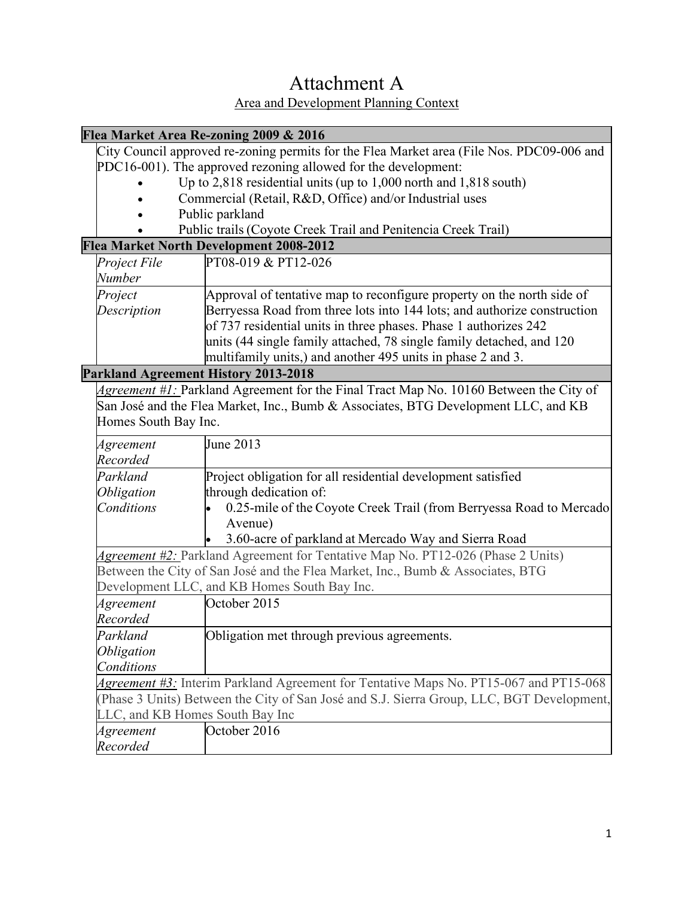# Attachment A

## Area and Development Planning Context

| Flea Market Area Re-zoning 2009 & 2016 | |
|---|---|
| City Council approved re-zoning permits for the Flea Market area (File Nos. PDC09-006 and PDC16-001). The approved rezoning allowed for the development:<br>• Up to 2,818 residential units (up to 1,000 north and 1,818 south)<br>• Commercial (Retail, R&D, Office) and/or Industrial uses<br>• Public parkland<br>• Public trails (Coyote Creek Trail and Penitencia Creek Trail) | |
| **Flea Market North Development 2008-2012** | |
| *Project File Number* | PT08-019 & PT12-026 |
| *Project Description* | Approval of tentative map to reconfigure property on the north side of Berryessa Road from three lots into 144 lots; and authorize construction of 737 residential units in three phases. Phase 1 authorizes 242 units (44 single family attached, 78 single family detached, and 120 multifamily units,) and another 495 units in phase 2 and 3. |
| **Parkland Agreement History 2013-2018** | |
| *Agreement #1:* Parkland Agreement for the Final Tract Map No. 10160 Between the City of San José and the Flea Market, Inc., Bumb & Associates, BTG Development LLC, and KB Homes South Bay Inc. | |
| *Agreement Recorded* | June 2013 |
| *Parkland Obligation Conditions* | Project obligation for all residential development satisfied through dedication of:<br>• 0.25-mile of the Coyote Creek Trail (from Berryessa Road to Mercado Avenue)<br>• 3.60-acre of parkland at Mercado Way and Sierra Road |
| *Agreement #2:* Parkland Agreement for Tentative Map No. PT12-026 (Phase 2 Units) Between the City of San José and the Flea Market, Inc., Bumb & Associates, BTG Development LLC, and KB Homes South Bay Inc. | |
| *Agreement Recorded* | October 2015 |
| *Parkland Obligation Conditions* | Obligation met through previous agreements. |
| *Agreement #3:* Interim Parkland Agreement for Tentative Maps No. PT15-067 and PT15-068 (Phase 3 Units) Between the City of San José and S.J. Sierra Group, LLC, BGT Development, LLC, and KB Homes South Bay Inc | |
| *Agreement Recorded* | October 2016 |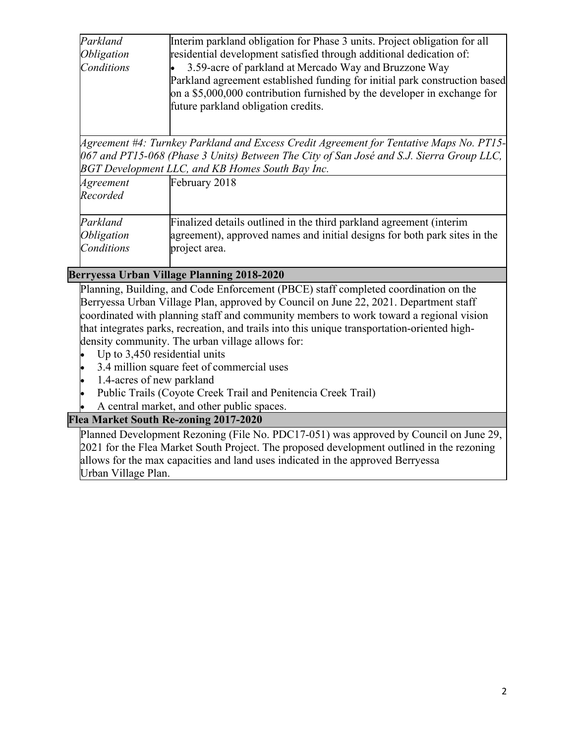| | |
|---|---|
| *Parkland Obligation Conditions* | Interim parkland obligation for Phase 3 units. Project obligation for all residential development satisfied through additional dedication of:<br>• 3.59-acre of parkland at Mercado Way and Bruzzone Way<br>Parkland agreement established funding for initial park construction based on a $5,000,000 contribution furnished by the developer in exchange for future parkland obligation credits. |

*Agreement #4: Turnkey Parkland and Excess Credit Agreement for Tentative Maps No. PT15-067 and PT15-068 (Phase 3 Units) Between The City of San José and S.J. Sierra Group LLC, BGT Development LLC, and KB Homes South Bay Inc.*

| | |
|---|---|
| *Agreement Recorded* | February 2018 |
| *Parkland Obligation Conditions* | Finalized details outlined in the third parkland agreement (interim agreement), approved names and initial designs for both park sites in the project area. |

**Berryessa Urban Village Planning 2018-2020**

Planning, Building, and Code Enforcement (PBCE) staff completed coordination on the Berryessa Urban Village Plan, approved by Council on June 22, 2021. Department staff coordinated with planning staff and community members to work toward a regional vision that integrates parks, recreation, and trails into this unique transportation-oriented high-density community. The urban village allows for:

- Up to 3,450 residential units
- 3.4 million square feet of commercial uses
- 1.4-acres of new parkland
- Public Trails (Coyote Creek Trail and Penitencia Creek Trail)
- A central market, and other public spaces.

**Flea Market South Re-zoning 2017-2020**

Planned Development Rezoning (File No. PDC17-051) was approved by Council on June 29, 2021 for the Flea Market South Project. The proposed development outlined in the rezoning allows for the max capacities and land uses indicated in the approved Berryessa Urban Village Plan.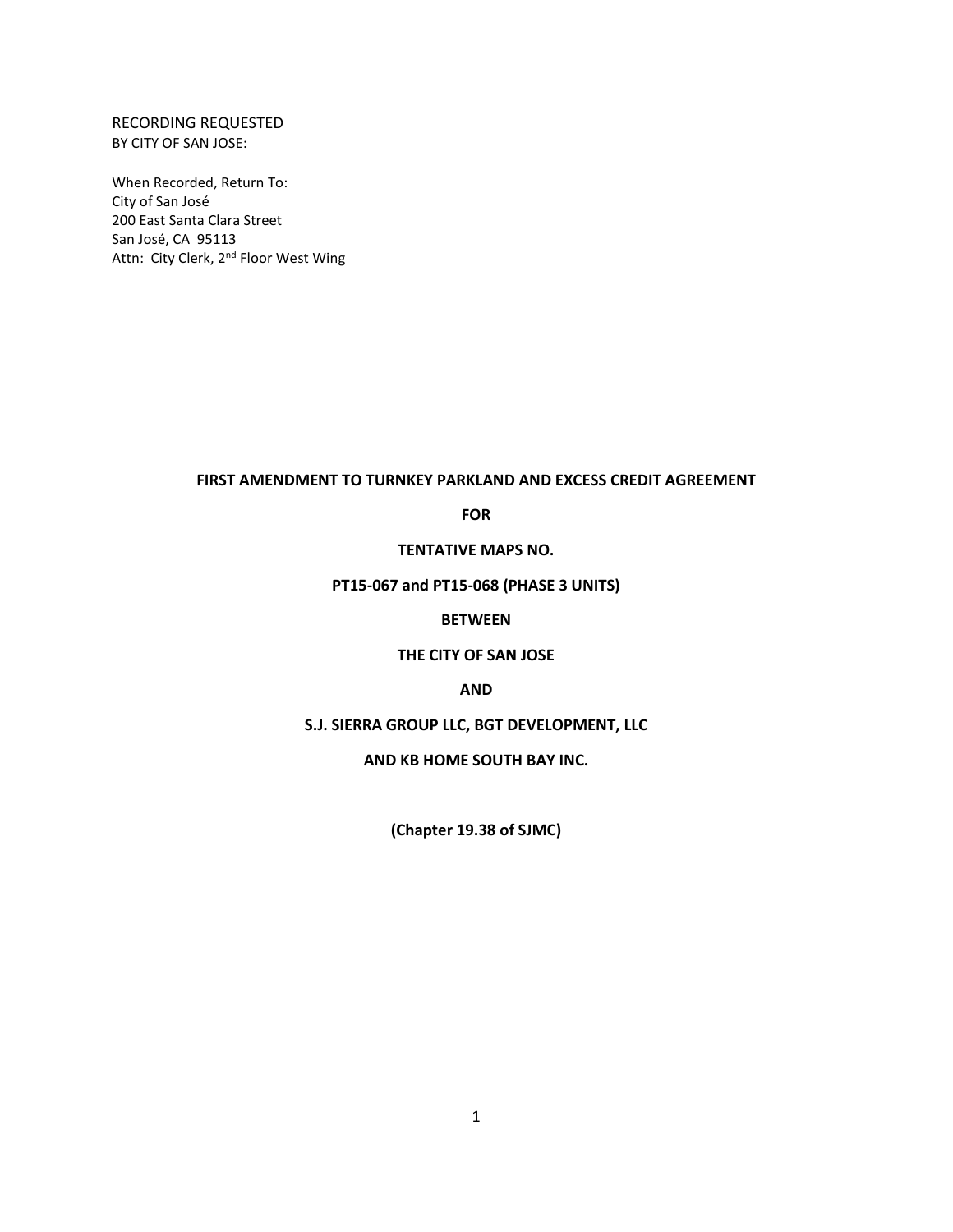RECORDING REQUESTED
BY CITY OF SAN JOSE:

When Recorded, Return To:
City of San José
200 East Santa Clara Street
San José, CA 95113
Attn: City Clerk, 2nd Floor West Wing

**FIRST AMENDMENT TO TURNKEY PARKLAND AND EXCESS CREDIT AGREEMENT**

**FOR**

**TENTATIVE MAPS NO.**

**PT15-067 and PT15-068 (PHASE 3 UNITS)**

**BETWEEN**

**THE CITY OF SAN JOSE**

**AND**

**S.J. SIERRA GROUP LLC, BGT DEVELOPMENT, LLC**

**AND KB HOME SOUTH BAY INC.**

**(Chapter 19.38 of SJMC)**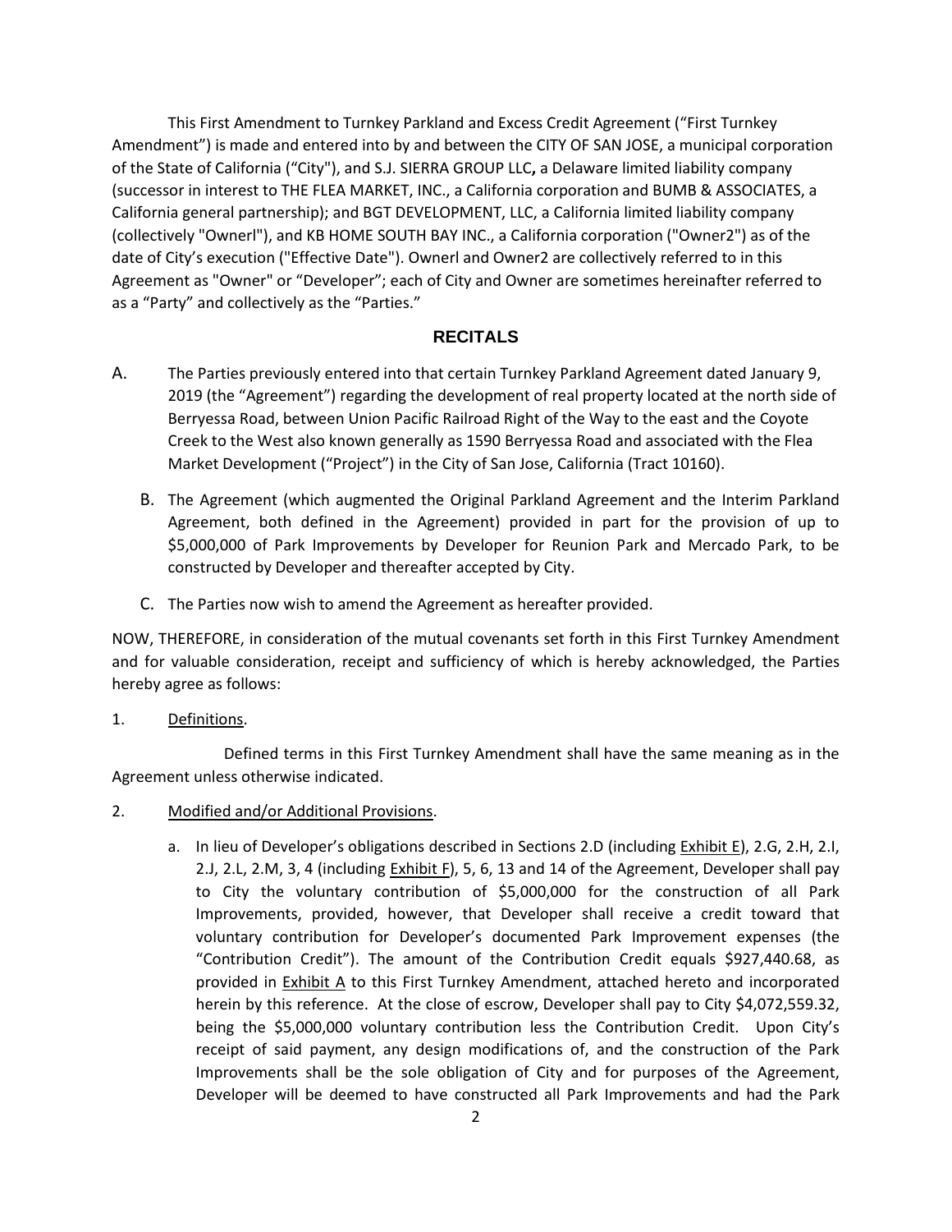This First Amendment to Turnkey Parkland and Excess Credit Agreement ("First Turnkey Amendment") is made and entered into by and between the CITY OF SAN JOSE, a municipal corporation of the State of California ("City"), and S.J. SIERRA GROUP LLC**,** a Delaware limited liability company (successor in interest to THE FLEA MARKET, INC., a California corporation and BUMB & ASSOCIATES, a California general partnership); and BGT DEVELOPMENT, LLC, a California limited liability company (collectively "Ownerl"), and KB HOME SOUTH BAY INC., a California corporation ("Owner2") as of the date of City's execution ("Effective Date"). Ownerl and Owner2 are collectively referred to in this Agreement as "Owner" or "Developer"; each of City and Owner are sometimes hereinafter referred to as a "Party" and collectively as the "Parties."

## RECITALS

A. The Parties previously entered into that certain Turnkey Parkland Agreement dated January 9, 2019 (the "Agreement") regarding the development of real property located at the north side of Berryessa Road, between Union Pacific Railroad Right of the Way to the east and the Coyote Creek to the West also known generally as 1590 Berryessa Road and associated with the Flea Market Development ("Project") in the City of San Jose, California (Tract 10160).

B. The Agreement (which augmented the Original Parkland Agreement and the Interim Parkland Agreement, both defined in the Agreement) provided in part for the provision of up to $5,000,000 of Park Improvements by Developer for Reunion Park and Mercado Park, to be constructed by Developer and thereafter accepted by City.

C. The Parties now wish to amend the Agreement as hereafter provided.

NOW, THEREFORE, in consideration of the mutual covenants set forth in this First Turnkey Amendment and for valuable consideration, receipt and sufficiency of which is hereby acknowledged, the Parties hereby agree as follows:

1. Definitions.

Defined terms in this First Turnkey Amendment shall have the same meaning as in the Agreement unless otherwise indicated.

2. Modified and/or Additional Provisions.

a. In lieu of Developer's obligations described in Sections 2.D (including Exhibit E), 2.G, 2.H, 2.I, 2.J, 2.L, 2.M, 3, 4 (including Exhibit F), 5, 6, 13 and 14 of the Agreement, Developer shall pay to City the voluntary contribution of $5,000,000 for the construction of all Park Improvements, provided, however, that Developer shall receive a credit toward that voluntary contribution for Developer's documented Park Improvement expenses (the "Contribution Credit"). The amount of the Contribution Credit equals $927,440.68, as provided in Exhibit A to this First Turnkey Amendment, attached hereto and incorporated herein by this reference. At the close of escrow, Developer shall pay to City $4,072,559.32, being the $5,000,000 voluntary contribution less the Contribution Credit. Upon City's receipt of said payment, any design modifications of, and the construction of the Park Improvements shall be the sole obligation of City and for purposes of the Agreement, Developer will be deemed to have constructed all Park Improvements and had the Park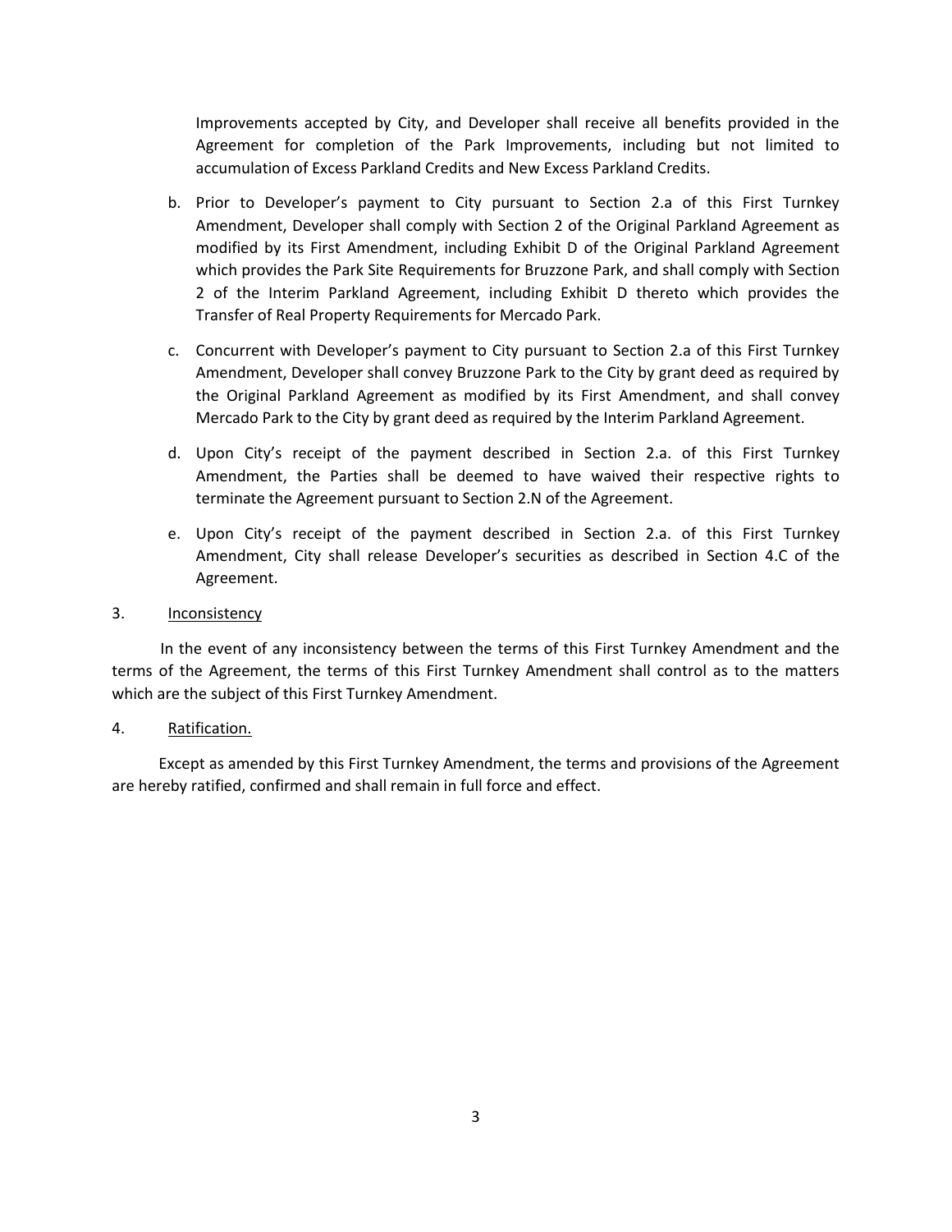Improvements accepted by City, and Developer shall receive all benefits provided in the Agreement for completion of the Park Improvements, including but not limited to accumulation of Excess Parkland Credits and New Excess Parkland Credits.

b. Prior to Developer's payment to City pursuant to Section 2.a of this First Turnkey Amendment, Developer shall comply with Section 2 of the Original Parkland Agreement as modified by its First Amendment, including Exhibit D of the Original Parkland Agreement which provides the Park Site Requirements for Bruzzone Park, and shall comply with Section 2 of the Interim Parkland Agreement, including Exhibit D thereto which provides the Transfer of Real Property Requirements for Mercado Park.

c. Concurrent with Developer's payment to City pursuant to Section 2.a of this First Turnkey Amendment, Developer shall convey Bruzzone Park to the City by grant deed as required by the Original Parkland Agreement as modified by its First Amendment, and shall convey Mercado Park to the City by grant deed as required by the Interim Parkland Agreement.

d. Upon City's receipt of the payment described in Section 2.a. of this First Turnkey Amendment, the Parties shall be deemed to have waived their respective rights to terminate the Agreement pursuant to Section 2.N of the Agreement.

e. Upon City's receipt of the payment described in Section 2.a. of this First Turnkey Amendment, City shall release Developer's securities as described in Section 4.C of the Agreement.

3. Inconsistency

In the event of any inconsistency between the terms of this First Turnkey Amendment and the terms of the Agreement, the terms of this First Turnkey Amendment shall control as to the matters which are the subject of this First Turnkey Amendment.

4. Ratification.

Except as amended by this First Turnkey Amendment, the terms and provisions of the Agreement are hereby ratified, confirmed and shall remain in full force and effect.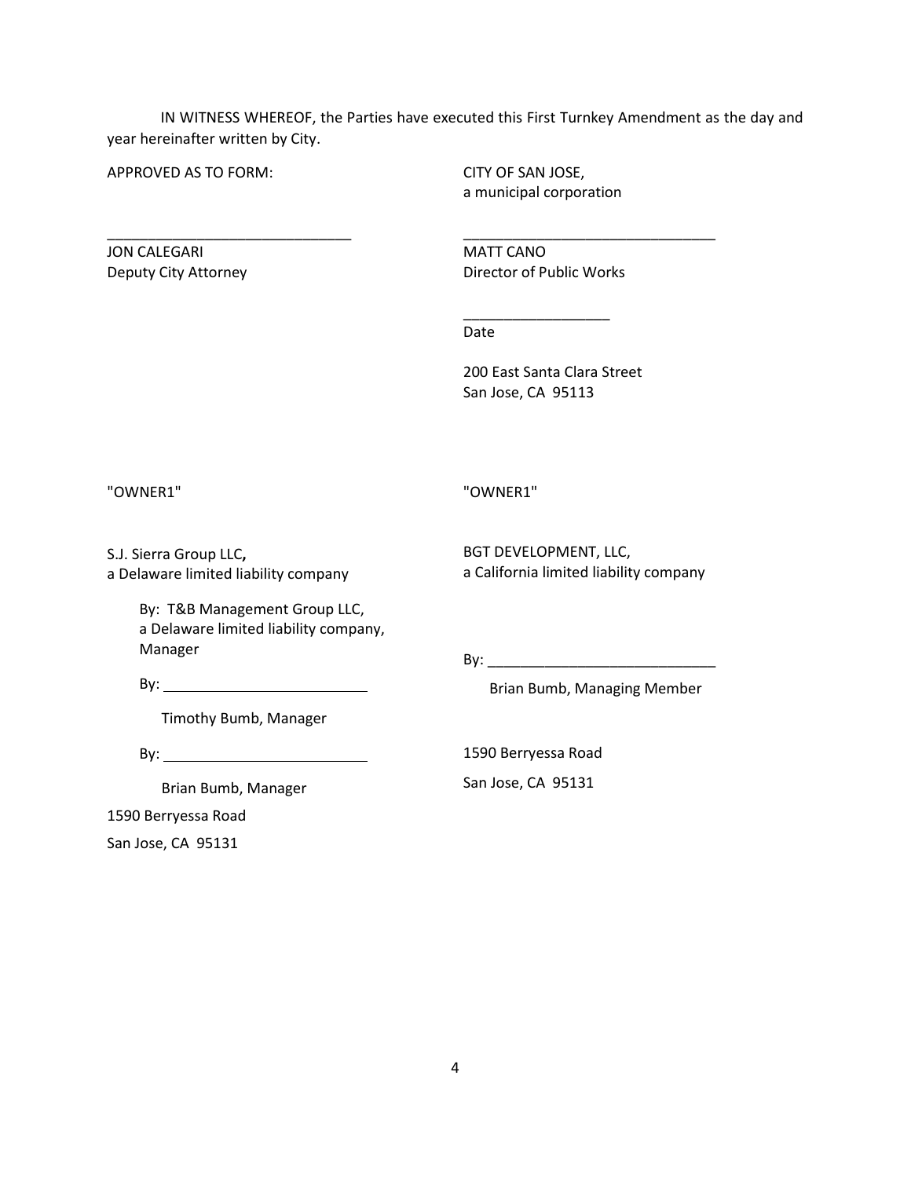IN WITNESS WHEREOF, the Parties have executed this First Turnkey Amendment as the day and year hereinafter written by City.

APPROVED AS TO FORM:

______________________________

JON CALEGARI
Deputy City Attorney

CITY OF SAN JOSE,
a municipal corporation

______________________________

MATT CANO
Director of Public Works

__________________
Date

200 East Santa Clara Street
San Jose, CA 95113

"OWNER1"

S.J. Sierra Group LLC**,**
a Delaware limited liability company

By: T&B Management Group LLC,
a Delaware limited liability company,
Manager

By: ________________________

Timothy Bumb, Manager

By: ________________________

Brian Bumb, Manager

1590 Berryessa Road

San Jose, CA 95131

"OWNER1"

BGT DEVELOPMENT, LLC,
a California limited liability company

By: ____________________________

Brian Bumb, Managing Member

1590 Berryessa Road

San Jose, CA 95131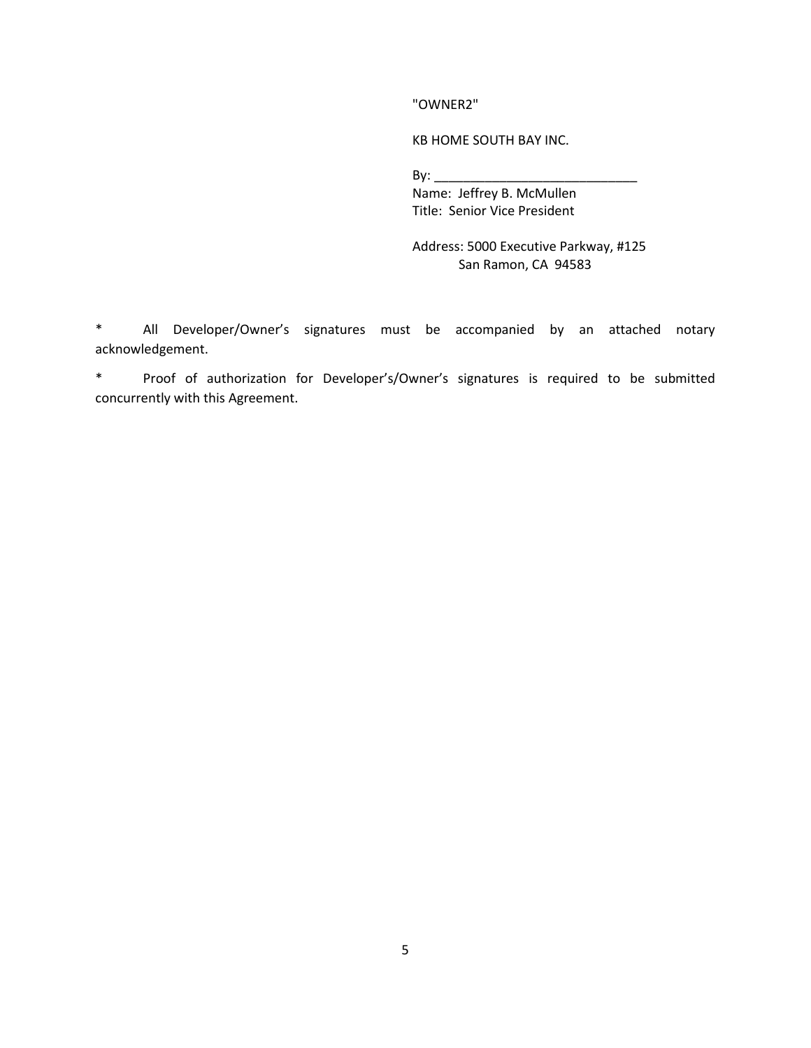"OWNER2"

KB HOME SOUTH BAY INC.

By: ____________________________
Name: Jeffrey B. McMullen
Title: Senior Vice President

Address: 5000 Executive Parkway, #125
San Ramon, CA 94583

* All Developer/Owner's signatures must be accompanied by an attached notary acknowledgement.

* Proof of authorization for Developer's/Owner's signatures is required to be submitted concurrently with this Agreement.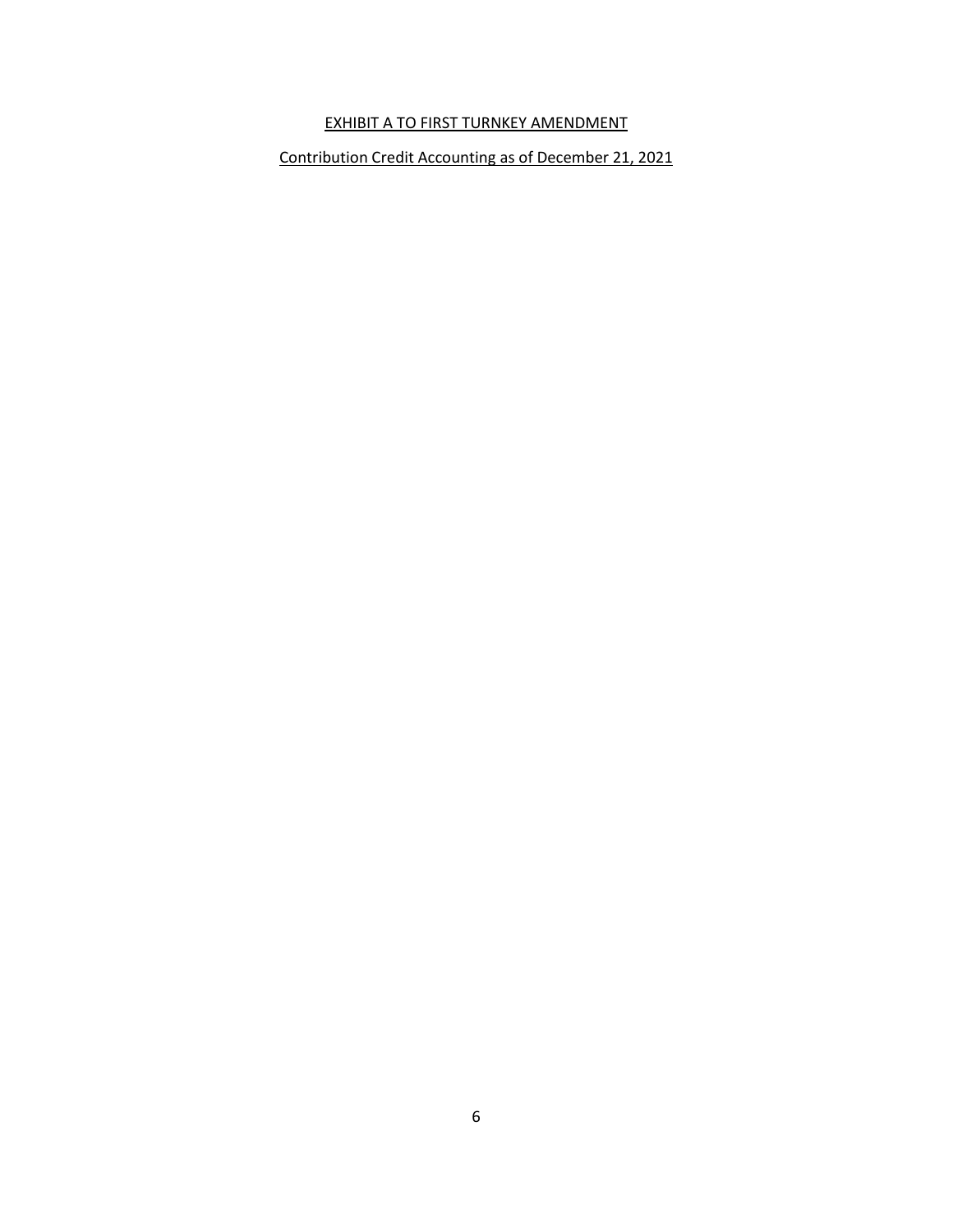EXHIBIT A TO FIRST TURNKEY AMENDMENT

Contribution Credit Accounting as of December 21, 2021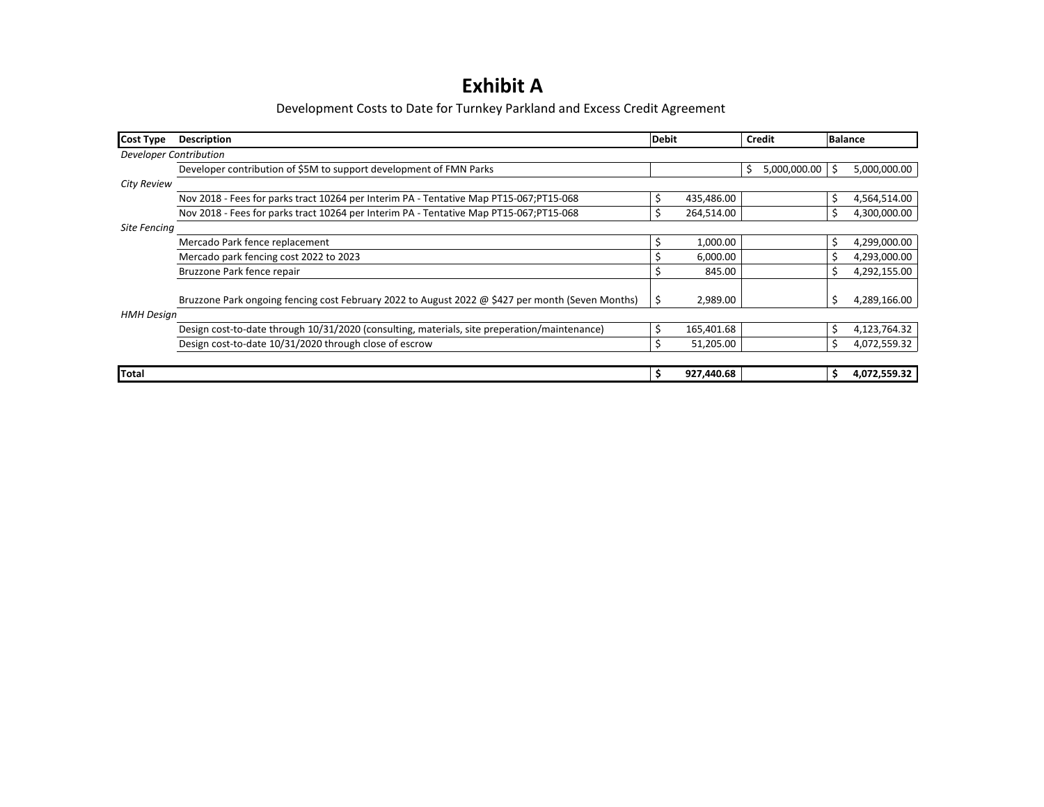# Exhibit A

Development Costs to Date for Turnkey Parkland and Excess Credit Agreement

| Cost Type | Description | Debit | Credit | Balance |
|---|---|---|---|---|
| *Developer Contribution* | | | | |
| | Developer contribution of $5M to support development of FMN Parks | | $ 5,000,000.00 | $ 5,000,000.00 |
| *City Review* | | | | |
| | Nov 2018 - Fees for parks tract 10264 per Interim PA - Tentative Map PT15-067;PT15-068 | $ 435,486.00 | | $ 4,564,514.00 |
| | Nov 2018 - Fees for parks tract 10264 per Interim PA - Tentative Map PT15-067;PT15-068 | $ 264,514.00 | | $ 4,300,000.00 |
| *Site Fencing* | | | | |
| | Mercado Park fence replacement | $ 1,000.00 | | $ 4,299,000.00 |
| | Mercado park fencing cost 2022 to 2023 | $ 6,000.00 | | $ 4,293,000.00 |
| | Bruzzone Park fence repair | $ 845.00 | | $ 4,292,155.00 |
| | Bruzzone Park ongoing fencing cost February 2022 to August 2022 @ $427 per month (Seven Months) | $ 2,989.00 | | $ 4,289,166.00 |
| *HMH Design* | | | | |
| | Design cost-to-date through 10/31/2020 (consulting, materials, site preperation/maintenance) | $ 165,401.68 | | $ 4,123,764.32 |
| | Design cost-to-date 10/31/2020 through close of escrow | $ 51,205.00 | | $ 4,072,559.32 |
| **Total** | | **$ 927,440.68** | | **$ 4,072,559.32** |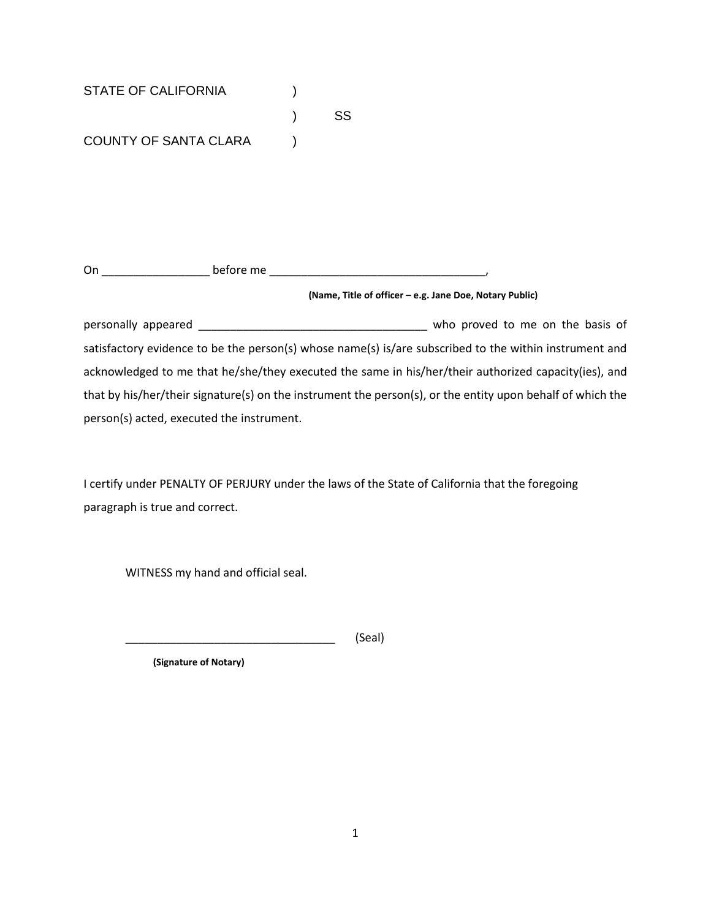STATE OF CALIFORNIA )

) SS

COUNTY OF SANTA CLARA )

On _________________ before me __________________________________,

**(Name, Title of officer – e.g. Jane Doe, Notary Public)**

personally appeared ____________________________________ who proved to me on the basis of satisfactory evidence to be the person(s) whose name(s) is/are subscribed to the within instrument and acknowledged to me that he/she/they executed the same in his/her/their authorized capacity(ies), and that by his/her/their signature(s) on the instrument the person(s), or the entity upon behalf of which the person(s) acted, executed the instrument.

I certify under PENALTY OF PERJURY under the laws of the State of California that the foregoing paragraph is true and correct.

WITNESS my hand and official seal.

_________________________________ (Seal)

**(Signature of Notary)**